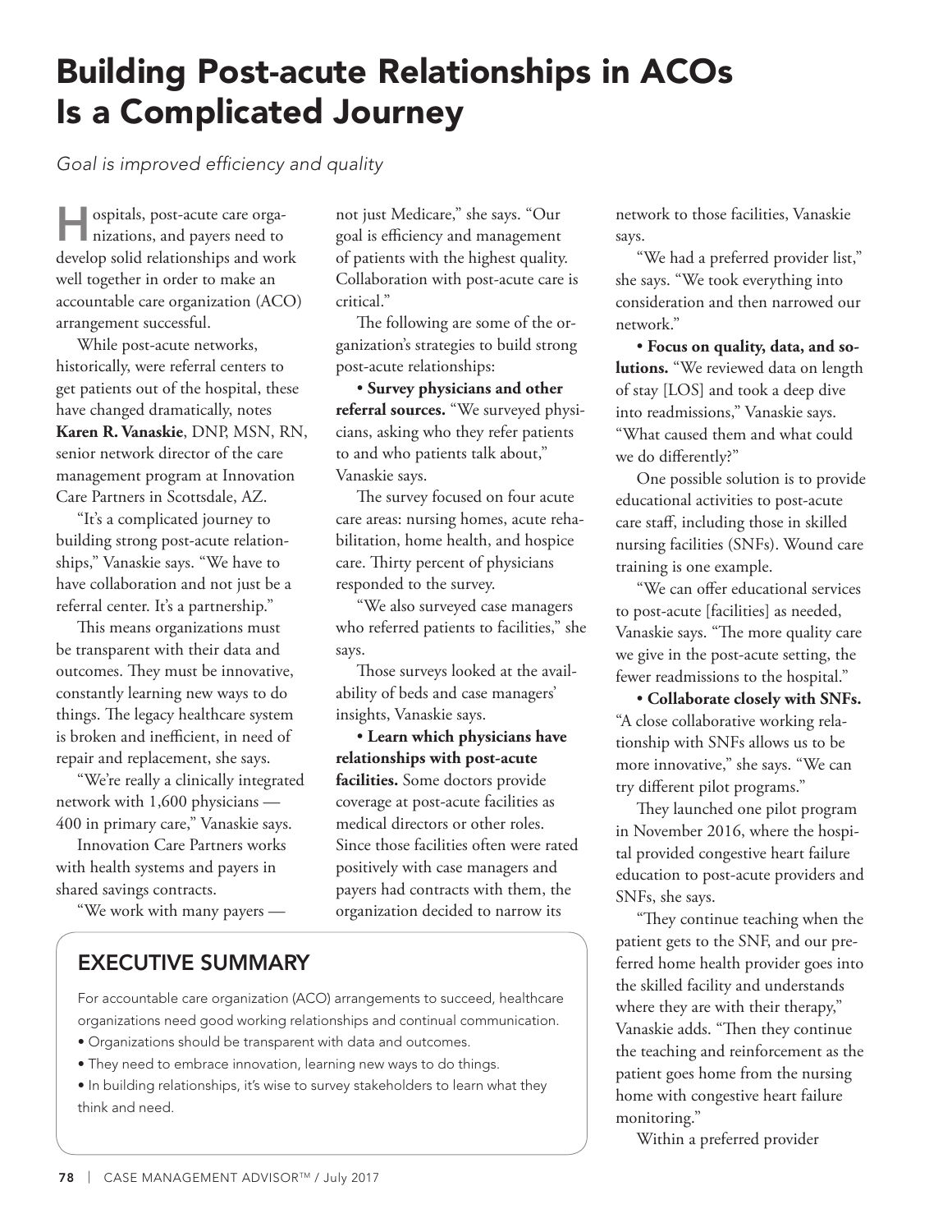# Building Post-acute Relationships in ACOs Is a Complicated Journey

*Goal is improved efficiency and quality*

Hospitals, post-acute care organizations, and payers need to develop solid relationships and work well together in order to make an accountable care organization (ACO) arrangement successful.

While post-acute networks, historically, were referral centers to get patients out of the hospital, these have changed dramatically, notes **Karen R. Vanaskie**, DNP, MSN, RN, senior network director of the care management program at Innovation Care Partners in Scottsdale, AZ.

"It's a complicated journey to building strong post-acute relationships," Vanaskie says. "We have to have collaboration and not just be a referral center. It's a partnership."

This means organizations must be transparent with their data and outcomes. They must be innovative, constantly learning new ways to do things. The legacy healthcare system is broken and inefficient, in need of repair and replacement, she says.

"We're really a clinically integrated network with 1,600 physicians — 400 in primary care," Vanaskie says.

Innovation Care Partners works with health systems and payers in shared savings contracts.

"We work with many payers — not just Medicare," she says. "Our goal is efficiency and management of patients with the highest quality. Collaboration with post-acute care is critical."

The following are some of the organization's strategies to build strong post-acute relationships:

**• Survey physicians and other referral sources.** "We surveyed physicians, asking who they refer patients to and who patients talk about," Vanaskie says.

The survey focused on four acute care areas: nursing homes, acute rehabilitation, home health, and hospice care. Thirty percent of physicians responded to the survey.

"We also surveyed case managers who referred patients to facilities," she says.

Those surveys looked at the availability of beds and case managers' insights, Vanaskie says.

**• Learn which physicians have relationships with post-acute facilities.** Some doctors provide coverage at post-acute facilities as medical directors or other roles. Since those facilities often were rated positively with case managers and payers had contracts with them, the organization decided to narrow its network to those facilities, Vanaskie says.

"We had a preferred provider list," she says. "We took everything into consideration and then narrowed our network."

**• Focus on quality, data, and solutions.** "We reviewed data on length of stay [LOS] and took a deep dive into readmissions," Vanaskie says. "What caused them and what could we do differently?"

One possible solution is to provide educational activities to post-acute care staff, including those in skilled nursing facilities (SNFs). Wound care training is one example.

"We can offer educational services to post-acute [facilities] as needed, Vanaskie says. "The more quality care we give in the post-acute setting, the fewer readmissions to the hospital."

**• Collaborate closely with SNFs.** "A close collaborative working relationship with SNFs allows us to be more innovative," she says. "We can try different pilot programs."

They launched one pilot program in November 2016, where the hospital provided congestive heart failure education to post-acute providers and SNFs, she says.

"They continue teaching when the patient gets to the SNF, and our preferred home health provider goes into the skilled facility and understands where they are with their therapy," Vanaskie adds. "Then they continue the teaching and reinforcement as the patient goes home from the nursing home with congestive heart failure monitoring."

Within a preferred provider

## EXECUTIVE SUMMARY

For accountable care organization (ACO) arrangements to succeed, healthcare organizations need good working relationships and continual communication.

- Organizations should be transparent with data and outcomes.
- They need to embrace innovation, learning new ways to do things.
- In building relationships, it's wise to survey stakeholders to learn what they think and need.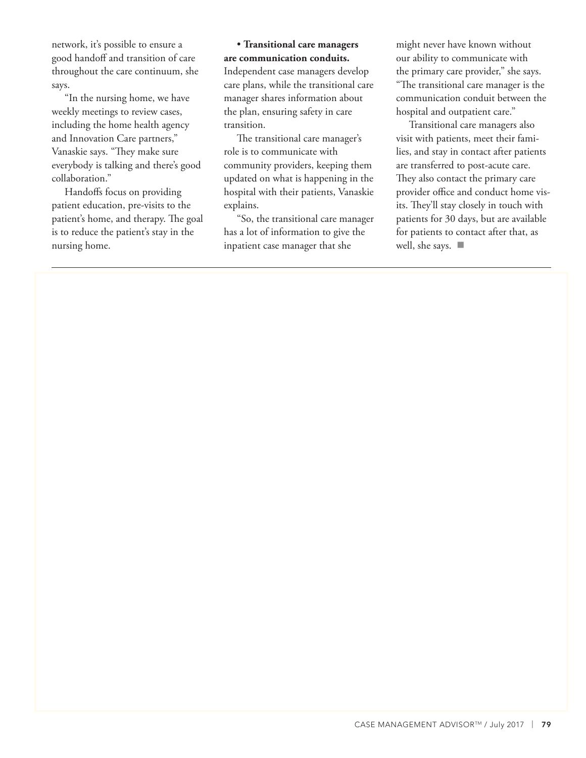network, it's possible to ensure a good handoff and transition of care throughout the care continuum, she says.

"In the nursing home, we have weekly meetings to review cases, including the home health agency and Innovation Care partners," Vanaskie says. "They make sure everybody is talking and there's good collaboration."

Handoffs focus on providing patient education, pre-visits to the patient's home, and therapy. The goal is to reduce the patient's stay in the nursing home.

• **Transitional care managers are communication conduits.** Independent case managers develop care plans, while the transitional care manager shares information about the plan, ensuring safety in care transition.

The transitional care manager's role is to communicate with community providers, keeping them updated on what is happening in the hospital with their patients, Vanaskie explains.

"So, the transitional care manager has a lot of information to give the inpatient case manager that she might never have known without our ability to communicate with the primary care provider," she says. "The transitional care manager is the communication conduit between the hospital and outpatient care."

Transitional care managers also visit with patients, meet their families, and stay in contact after patients are transferred to post-acute care. They also contact the primary care provider office and conduct home visits. They'll stay closely in touch with patients for 30 days, but are available for patients to contact after that, as well, she says. ■